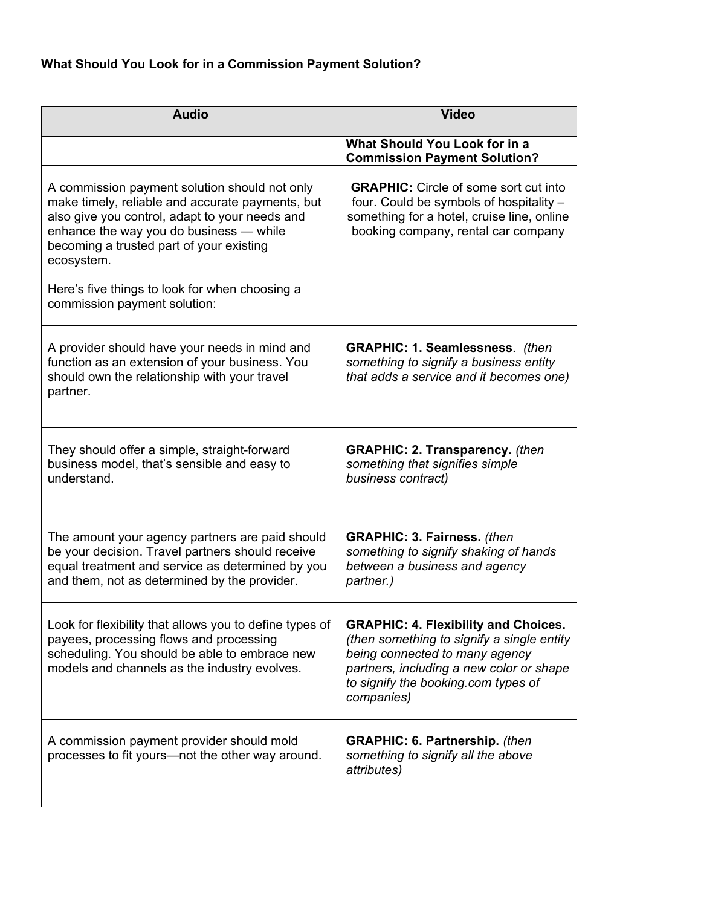**What Should You Look for in a Commission Payment Solution?**

| Audio | Video |
|---|---|
| | **What Should You Look for in a Commission Payment Solution?** |
| A commission payment solution should not only make timely, reliable and accurate payments, but also give you control, adapt to your needs and enhance the way you do business — while becoming a trusted part of your existing ecosystem.<br><br>Here's five things to look for when choosing a commission payment solution: | **GRAPHIC:** Circle of some sort cut into four. Could be symbols of hospitality – something for a hotel, cruise line, online booking company, rental car company |
| A provider should have your needs in mind and function as an extension of your business. You should own the relationship with your travel partner. | **GRAPHIC: 1. Seamlessness**. *(then something to signify a business entity that adds a service and it becomes one)* |
| They should offer a simple, straight-forward business model, that's sensible and easy to understand. | **GRAPHIC: 2. Transparency.** *(then something that signifies simple business contract)* |
| The amount your agency partners are paid should be your decision. Travel partners should receive equal treatment and service as determined by you and them, not as determined by the provider. | **GRAPHIC: 3. Fairness.** *(then something to signify shaking of hands between a business and agency partner.)* |
| Look for flexibility that allows you to define types of payees, processing flows and processing scheduling. You should be able to embrace new models and channels as the industry evolves. | **GRAPHIC: 4. Flexibility and Choices.** *(then something to signify a single entity being connected to many agency partners, including a new color or shape to signify the booking.com types of companies)* |
| A commission payment provider should mold processes to fit yours—not the other way around. | **GRAPHIC: 6. Partnership.** *(then something to signify all the above attributes)* |
| | |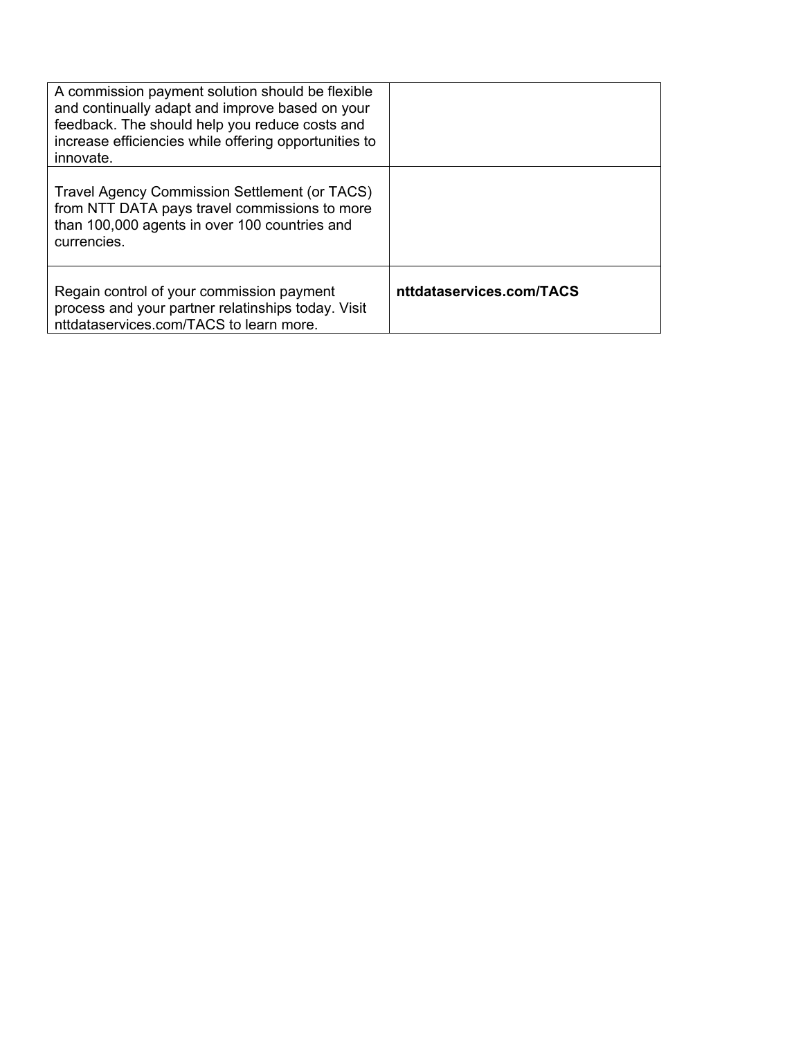| | |
|---|---|
| A commission payment solution should be flexible and continually adapt and improve based on your feedback. The should help you reduce costs and increase efficiencies while offering opportunities to innovate. | |
| Travel Agency Commission Settlement (or TACS) from NTT DATA pays travel commissions to more than 100,000 agents in over 100 countries and currencies. | |
| Regain control of your commission payment process and your partner relatinships today. Visit nttdataservices.com/TACS to learn more. | **nttdataservices.com/TACS** |